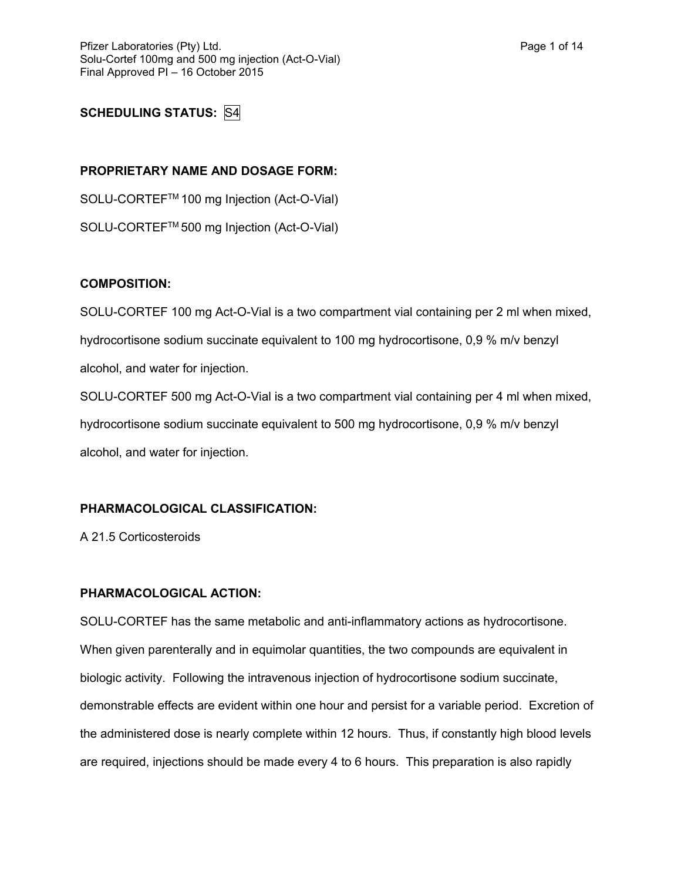**SCHEDULING STATUS:** S4

**PROPRIETARY NAME AND DOSAGE FORM:**

SOLU-CORTEF™ 100 mg Injection (Act-O-Vial)

SOLU-CORTEF™ 500 mg Injection (Act-O-Vial)

**COMPOSITION:**

SOLU-CORTEF 100 mg Act-O-Vial is a two compartment vial containing per 2 ml when mixed, hydrocortisone sodium succinate equivalent to 100 mg hydrocortisone, 0,9 % m/v benzyl alcohol, and water for injection.

SOLU-CORTEF 500 mg Act-O-Vial is a two compartment vial containing per 4 ml when mixed, hydrocortisone sodium succinate equivalent to 500 mg hydrocortisone, 0,9 % m/v benzyl alcohol, and water for injection.

**PHARMACOLOGICAL CLASSIFICATION:**

A 21.5 Corticosteroids

**PHARMACOLOGICAL ACTION:**

SOLU-CORTEF has the same metabolic and anti-inflammatory actions as hydrocortisone. When given parenterally and in equimolar quantities, the two compounds are equivalent in biologic activity. Following the intravenous injection of hydrocortisone sodium succinate, demonstrable effects are evident within one hour and persist for a variable period. Excretion of the administered dose is nearly complete within 12 hours. Thus, if constantly high blood levels are required, injections should be made every 4 to 6 hours. This preparation is also rapidly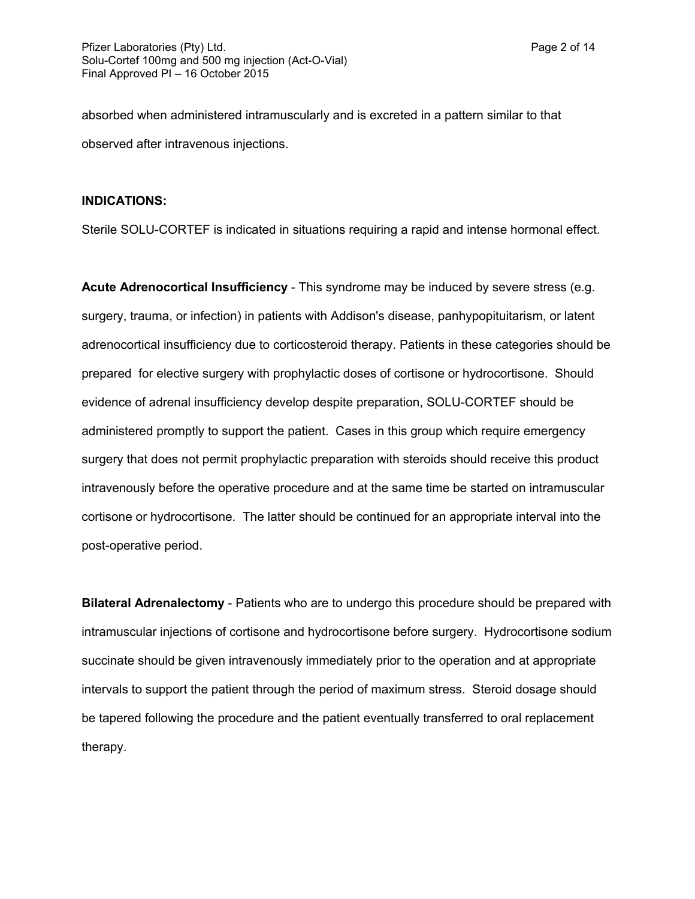absorbed when administered intramuscularly and is excreted in a pattern similar to that observed after intravenous injections.

**INDICATIONS:**

Sterile SOLU-CORTEF is indicated in situations requiring a rapid and intense hormonal effect.

**Acute Adrenocortical Insufficiency** - This syndrome may be induced by severe stress (e.g. surgery, trauma, or infection) in patients with Addison's disease, panhypopituitarism, or latent adrenocortical insufficiency due to corticosteroid therapy. Patients in these categories should be prepared for elective surgery with prophylactic doses of cortisone or hydrocortisone. Should evidence of adrenal insufficiency develop despite preparation, SOLU-CORTEF should be administered promptly to support the patient. Cases in this group which require emergency surgery that does not permit prophylactic preparation with steroids should receive this product intravenously before the operative procedure and at the same time be started on intramuscular cortisone or hydrocortisone. The latter should be continued for an appropriate interval into the post-operative period.

**Bilateral Adrenalectomy** - Patients who are to undergo this procedure should be prepared with intramuscular injections of cortisone and hydrocortisone before surgery. Hydrocortisone sodium succinate should be given intravenously immediately prior to the operation and at appropriate intervals to support the patient through the period of maximum stress. Steroid dosage should be tapered following the procedure and the patient eventually transferred to oral replacement therapy.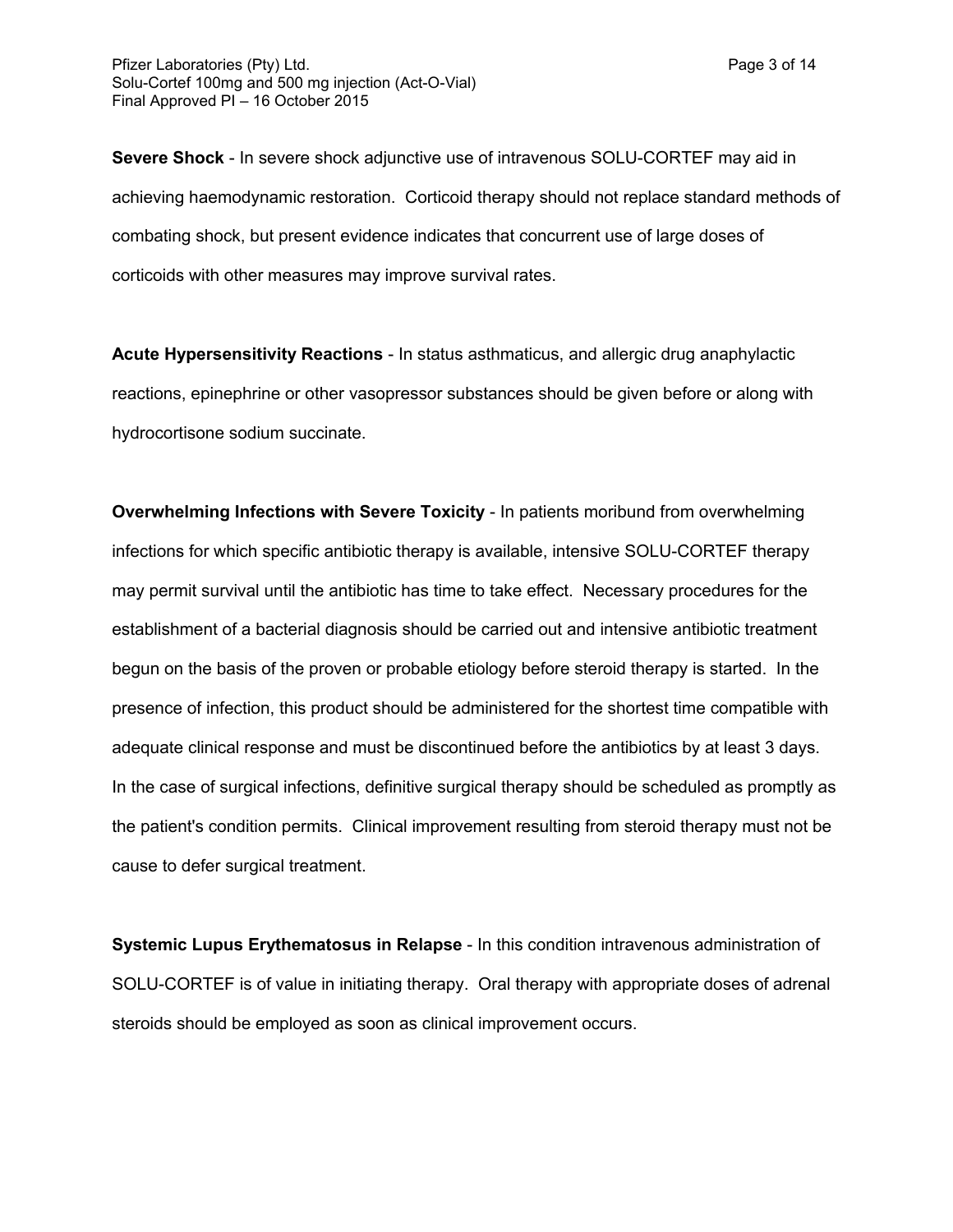**Severe Shock** - In severe shock adjunctive use of intravenous SOLU-CORTEF may aid in achieving haemodynamic restoration. Corticoid therapy should not replace standard methods of combating shock, but present evidence indicates that concurrent use of large doses of corticoids with other measures may improve survival rates.

**Acute Hypersensitivity Reactions** - In status asthmaticus, and allergic drug anaphylactic reactions, epinephrine or other vasopressor substances should be given before or along with hydrocortisone sodium succinate.

**Overwhelming Infections with Severe Toxicity** - In patients moribund from overwhelming infections for which specific antibiotic therapy is available, intensive SOLU-CORTEF therapy may permit survival until the antibiotic has time to take effect. Necessary procedures for the establishment of a bacterial diagnosis should be carried out and intensive antibiotic treatment begun on the basis of the proven or probable etiology before steroid therapy is started. In the presence of infection, this product should be administered for the shortest time compatible with adequate clinical response and must be discontinued before the antibiotics by at least 3 days. In the case of surgical infections, definitive surgical therapy should be scheduled as promptly as the patient's condition permits. Clinical improvement resulting from steroid therapy must not be cause to defer surgical treatment.

**Systemic Lupus Erythematosus in Relapse** - In this condition intravenous administration of SOLU-CORTEF is of value in initiating therapy. Oral therapy with appropriate doses of adrenal steroids should be employed as soon as clinical improvement occurs.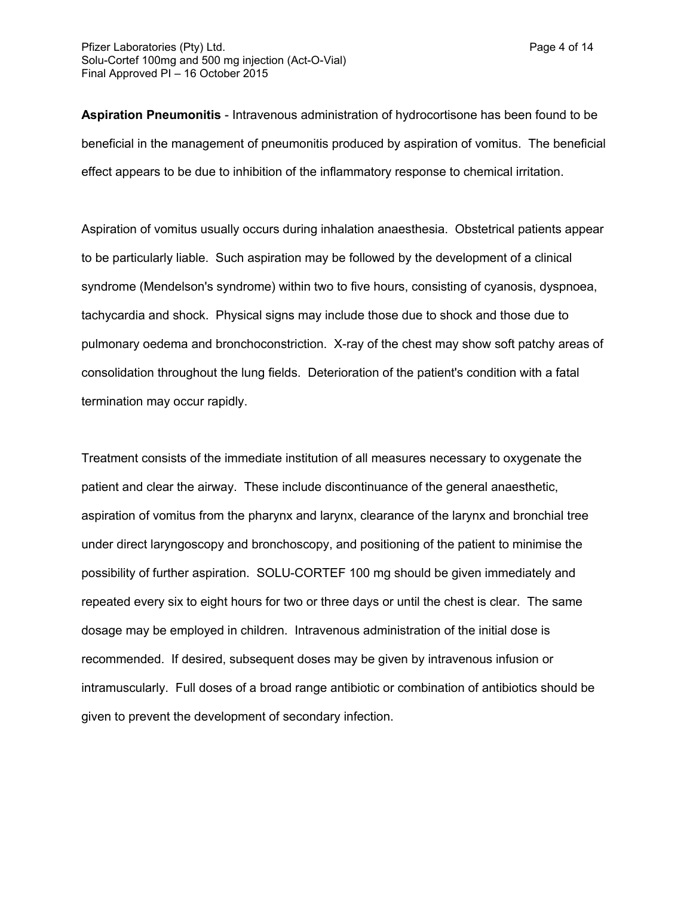**Aspiration Pneumonitis** - Intravenous administration of hydrocortisone has been found to be beneficial in the management of pneumonitis produced by aspiration of vomitus. The beneficial effect appears to be due to inhibition of the inflammatory response to chemical irritation.

Aspiration of vomitus usually occurs during inhalation anaesthesia. Obstetrical patients appear to be particularly liable. Such aspiration may be followed by the development of a clinical syndrome (Mendelson's syndrome) within two to five hours, consisting of cyanosis, dyspnoea, tachycardia and shock. Physical signs may include those due to shock and those due to pulmonary oedema and bronchoconstriction. X-ray of the chest may show soft patchy areas of consolidation throughout the lung fields. Deterioration of the patient's condition with a fatal termination may occur rapidly.

Treatment consists of the immediate institution of all measures necessary to oxygenate the patient and clear the airway. These include discontinuance of the general anaesthetic, aspiration of vomitus from the pharynx and larynx, clearance of the larynx and bronchial tree under direct laryngoscopy and bronchoscopy, and positioning of the patient to minimise the possibility of further aspiration. SOLU-CORTEF 100 mg should be given immediately and repeated every six to eight hours for two or three days or until the chest is clear. The same dosage may be employed in children. Intravenous administration of the initial dose is recommended. If desired, subsequent doses may be given by intravenous infusion or intramuscularly. Full doses of a broad range antibiotic or combination of antibiotics should be given to prevent the development of secondary infection.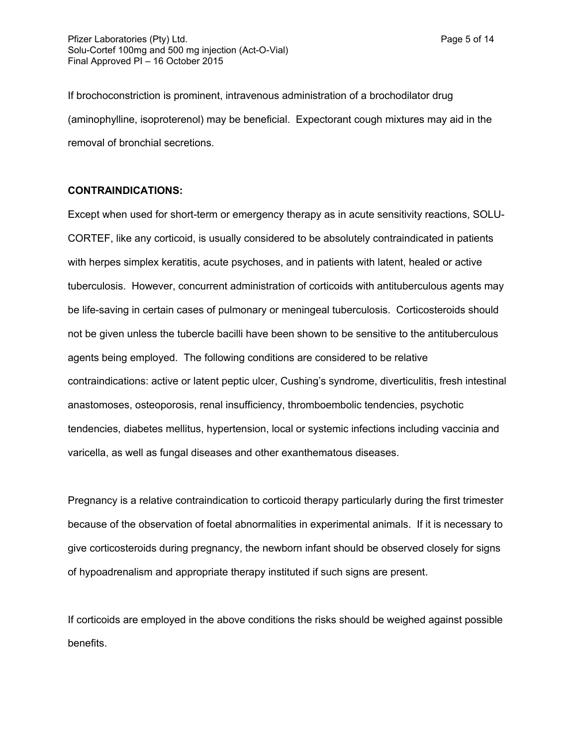If brochoconstriction is prominent, intravenous administration of a brochodilator drug (aminophylline, isoproterenol) may be beneficial. Expectorant cough mixtures may aid in the removal of bronchial secretions.

**CONTRAINDICATIONS:**

Except when used for short-term or emergency therapy as in acute sensitivity reactions, SOLU-CORTEF, like any corticoid, is usually considered to be absolutely contraindicated in patients with herpes simplex keratitis, acute psychoses, and in patients with latent, healed or active tuberculosis. However, concurrent administration of corticoids with antituberculous agents may be life-saving in certain cases of pulmonary or meningeal tuberculosis. Corticosteroids should not be given unless the tubercle bacilli have been shown to be sensitive to the antituberculous agents being employed. The following conditions are considered to be relative contraindications: active or latent peptic ulcer, Cushing's syndrome, diverticulitis, fresh intestinal anastomoses, osteoporosis, renal insufficiency, thromboembolic tendencies, psychotic tendencies, diabetes mellitus, hypertension, local or systemic infections including vaccinia and varicella, as well as fungal diseases and other exanthematous diseases.

Pregnancy is a relative contraindication to corticoid therapy particularly during the first trimester because of the observation of foetal abnormalities in experimental animals. If it is necessary to give corticosteroids during pregnancy, the newborn infant should be observed closely for signs of hypoadrenalism and appropriate therapy instituted if such signs are present.

If corticoids are employed in the above conditions the risks should be weighed against possible benefits.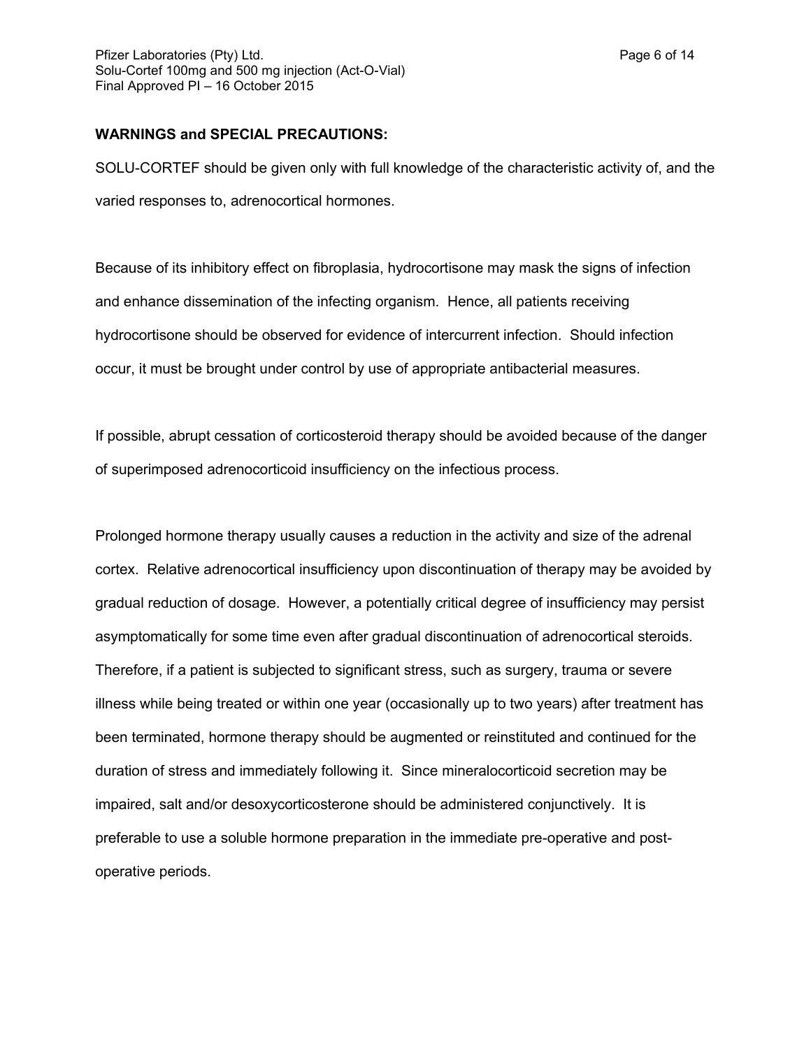**WARNINGS and SPECIAL PRECAUTIONS:**

SOLU-CORTEF should be given only with full knowledge of the characteristic activity of, and the varied responses to, adrenocortical hormones.

Because of its inhibitory effect on fibroplasia, hydrocortisone may mask the signs of infection and enhance dissemination of the infecting organism. Hence, all patients receiving hydrocortisone should be observed for evidence of intercurrent infection. Should infection occur, it must be brought under control by use of appropriate antibacterial measures.

If possible, abrupt cessation of corticosteroid therapy should be avoided because of the danger of superimposed adrenocorticoid insufficiency on the infectious process.

Prolonged hormone therapy usually causes a reduction in the activity and size of the adrenal cortex. Relative adrenocortical insufficiency upon discontinuation of therapy may be avoided by gradual reduction of dosage. However, a potentially critical degree of insufficiency may persist asymptomatically for some time even after gradual discontinuation of adrenocortical steroids. Therefore, if a patient is subjected to significant stress, such as surgery, trauma or severe illness while being treated or within one year (occasionally up to two years) after treatment has been terminated, hormone therapy should be augmented or reinstituted and continued for the duration of stress and immediately following it. Since mineralocorticoid secretion may be impaired, salt and/or desoxycorticosterone should be administered conjunctively. It is preferable to use a soluble hormone preparation in the immediate pre-operative and post-operative periods.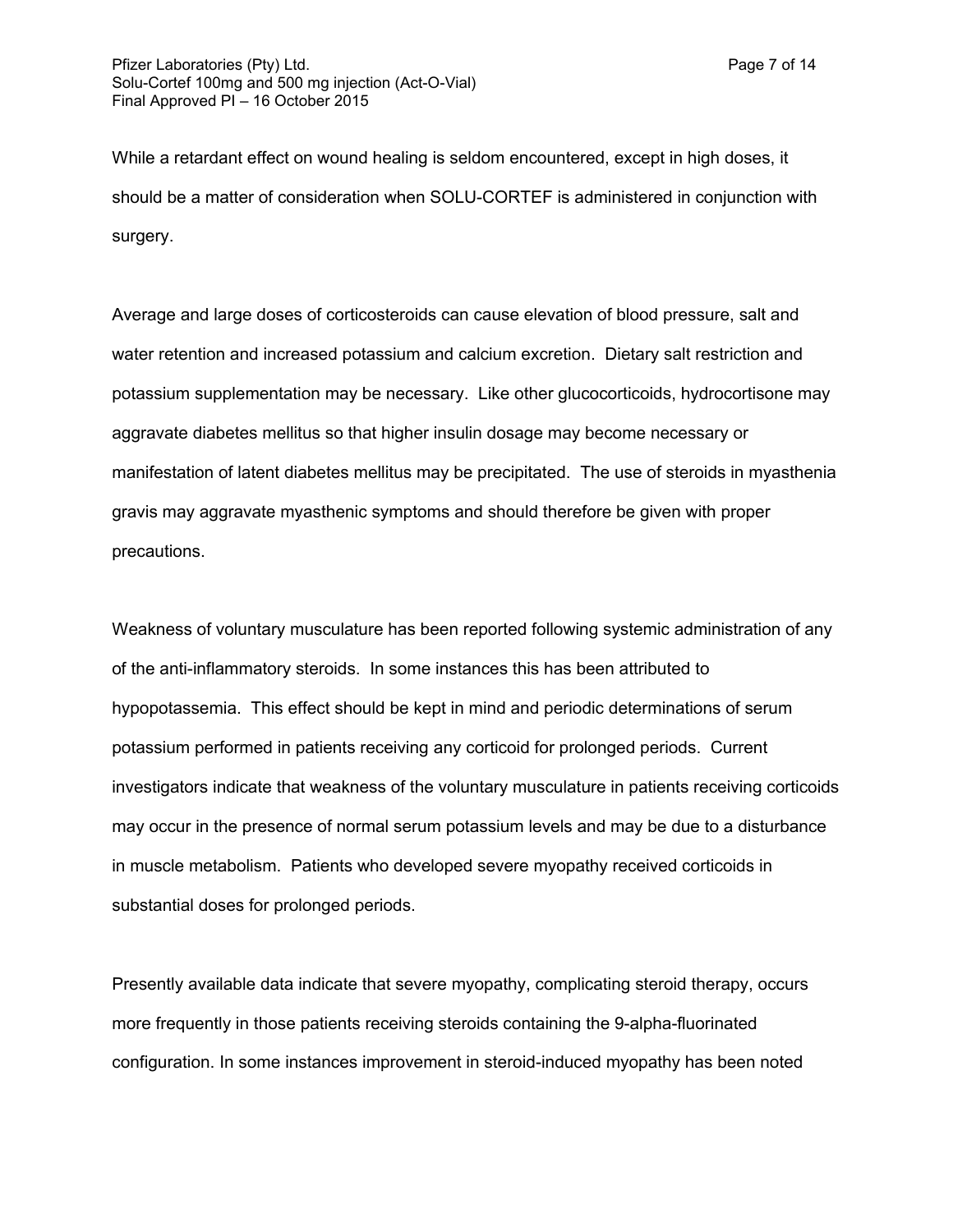While a retardant effect on wound healing is seldom encountered, except in high doses, it should be a matter of consideration when SOLU-CORTEF is administered in conjunction with surgery.

Average and large doses of corticosteroids can cause elevation of blood pressure, salt and water retention and increased potassium and calcium excretion. Dietary salt restriction and potassium supplementation may be necessary. Like other glucocorticoids, hydrocortisone may aggravate diabetes mellitus so that higher insulin dosage may become necessary or manifestation of latent diabetes mellitus may be precipitated. The use of steroids in myasthenia gravis may aggravate myasthenic symptoms and should therefore be given with proper precautions.

Weakness of voluntary musculature has been reported following systemic administration of any of the anti-inflammatory steroids. In some instances this has been attributed to hypopotassemia. This effect should be kept in mind and periodic determinations of serum potassium performed in patients receiving any corticoid for prolonged periods. Current investigators indicate that weakness of the voluntary musculature in patients receiving corticoids may occur in the presence of normal serum potassium levels and may be due to a disturbance in muscle metabolism. Patients who developed severe myopathy received corticoids in substantial doses for prolonged periods.

Presently available data indicate that severe myopathy, complicating steroid therapy, occurs more frequently in those patients receiving steroids containing the 9-alpha-fluorinated configuration. In some instances improvement in steroid-induced myopathy has been noted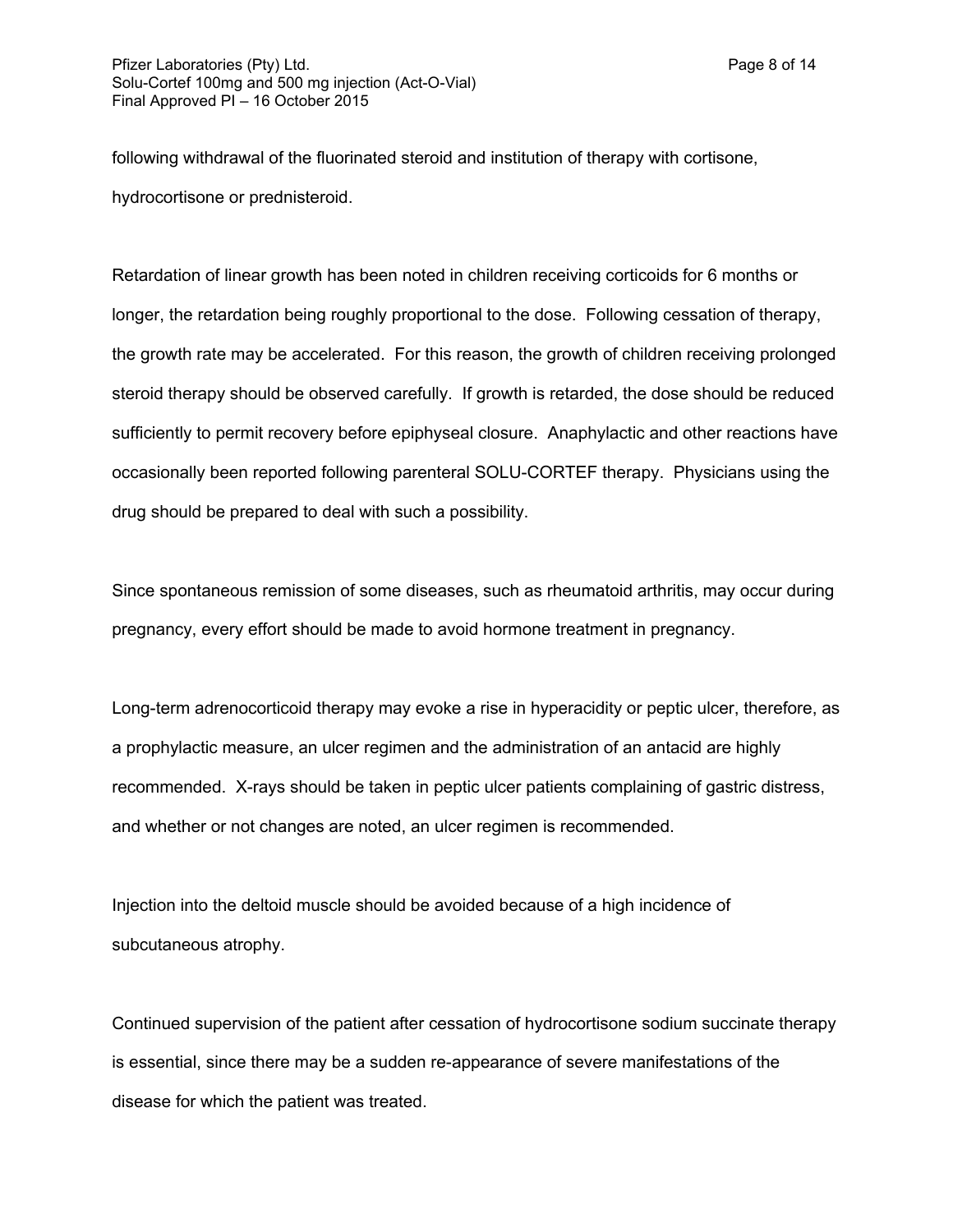following withdrawal of the fluorinated steroid and institution of therapy with cortisone, hydrocortisone or prednisteroid.

Retardation of linear growth has been noted in children receiving corticoids for 6 months or longer, the retardation being roughly proportional to the dose. Following cessation of therapy, the growth rate may be accelerated. For this reason, the growth of children receiving prolonged steroid therapy should be observed carefully. If growth is retarded, the dose should be reduced sufficiently to permit recovery before epiphyseal closure. Anaphylactic and other reactions have occasionally been reported following parenteral SOLU-CORTEF therapy. Physicians using the drug should be prepared to deal with such a possibility.

Since spontaneous remission of some diseases, such as rheumatoid arthritis, may occur during pregnancy, every effort should be made to avoid hormone treatment in pregnancy.

Long-term adrenocorticoid therapy may evoke a rise in hyperacidity or peptic ulcer, therefore, as a prophylactic measure, an ulcer regimen and the administration of an antacid are highly recommended. X-rays should be taken in peptic ulcer patients complaining of gastric distress, and whether or not changes are noted, an ulcer regimen is recommended.

Injection into the deltoid muscle should be avoided because of a high incidence of subcutaneous atrophy.

Continued supervision of the patient after cessation of hydrocortisone sodium succinate therapy is essential, since there may be a sudden re-appearance of severe manifestations of the disease for which the patient was treated.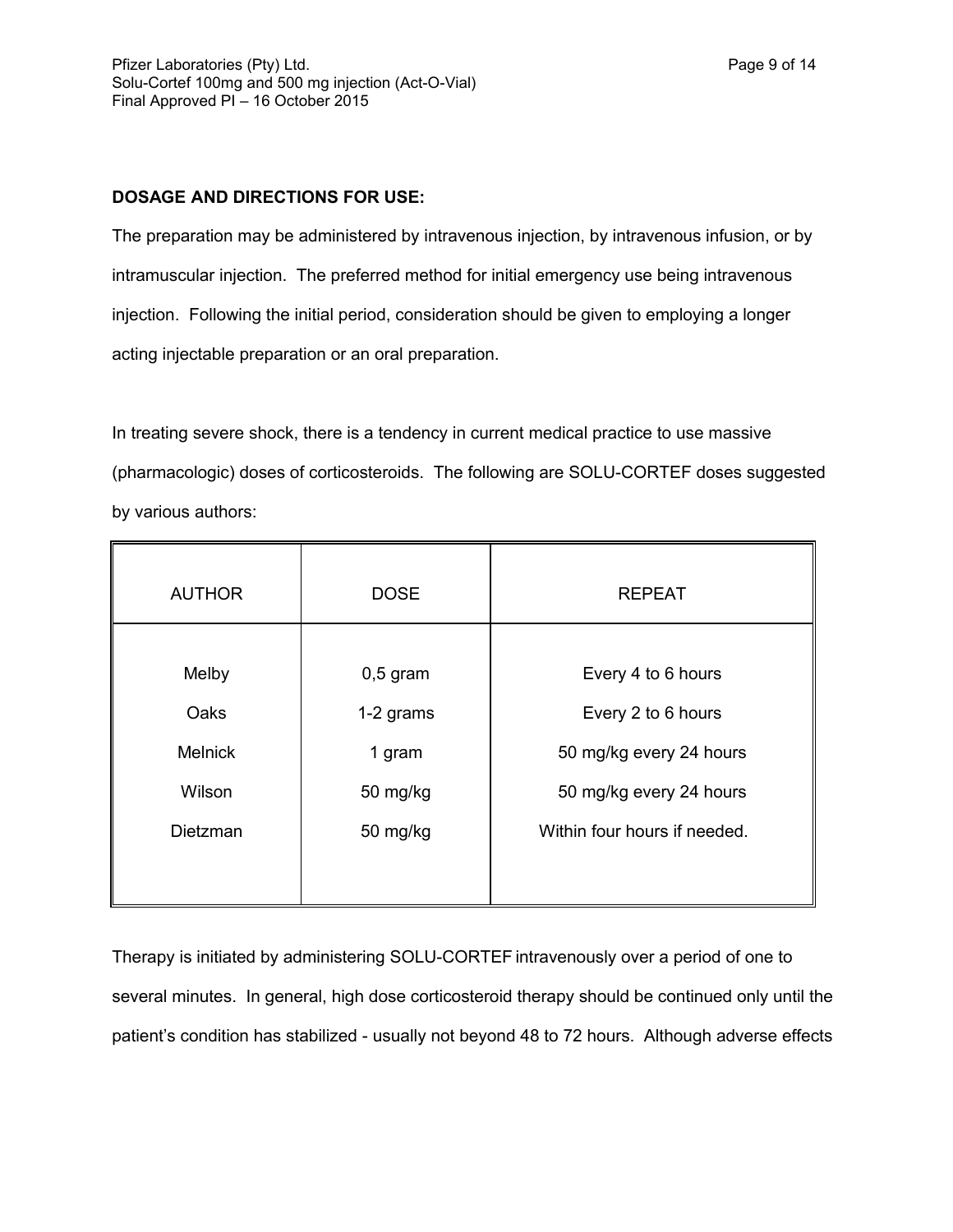**DOSAGE AND DIRECTIONS FOR USE:**

The preparation may be administered by intravenous injection, by intravenous infusion, or by intramuscular injection. The preferred method for initial emergency use being intravenous injection. Following the initial period, consideration should be given to employing a longer acting injectable preparation or an oral preparation.

In treating severe shock, there is a tendency in current medical practice to use massive (pharmacologic) doses of corticosteroids. The following are SOLU-CORTEF doses suggested by various authors:

| AUTHOR | DOSE | REPEAT |
|---|---|---|
| Melby | 0,5 gram | Every 4 to 6 hours |
| Oaks | 1-2 grams | Every 2 to 6 hours |
| Melnick | 1 gram | 50 mg/kg every 24 hours |
| Wilson | 50 mg/kg | 50 mg/kg every 24 hours |
| Dietzman | 50 mg/kg | Within four hours if needed. |

Therapy is initiated by administering SOLU-CORTEF intravenously over a period of one to several minutes. In general, high dose corticosteroid therapy should be continued only until the patient's condition has stabilized - usually not beyond 48 to 72 hours. Although adverse effects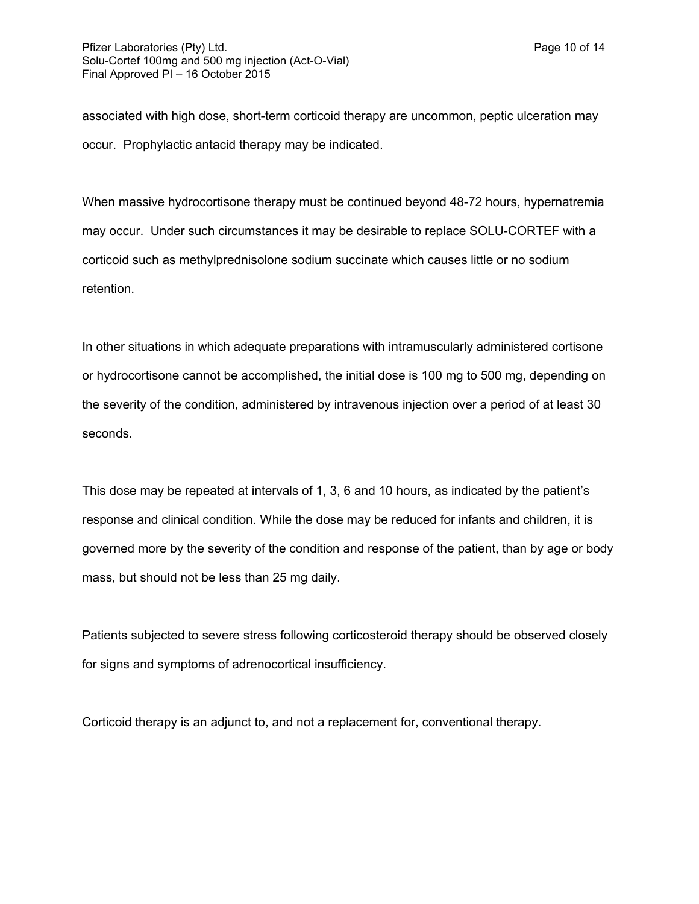associated with high dose, short-term corticoid therapy are uncommon, peptic ulceration may occur. Prophylactic antacid therapy may be indicated.

When massive hydrocortisone therapy must be continued beyond 48-72 hours, hypernatremia may occur. Under such circumstances it may be desirable to replace SOLU-CORTEF with a corticoid such as methylprednisolone sodium succinate which causes little or no sodium retention.

In other situations in which adequate preparations with intramuscularly administered cortisone or hydrocortisone cannot be accomplished, the initial dose is 100 mg to 500 mg, depending on the severity of the condition, administered by intravenous injection over a period of at least 30 seconds.

This dose may be repeated at intervals of 1, 3, 6 and 10 hours, as indicated by the patient's response and clinical condition. While the dose may be reduced for infants and children, it is governed more by the severity of the condition and response of the patient, than by age or body mass, but should not be less than 25 mg daily.

Patients subjected to severe stress following corticosteroid therapy should be observed closely for signs and symptoms of adrenocortical insufficiency.

Corticoid therapy is an adjunct to, and not a replacement for, conventional therapy.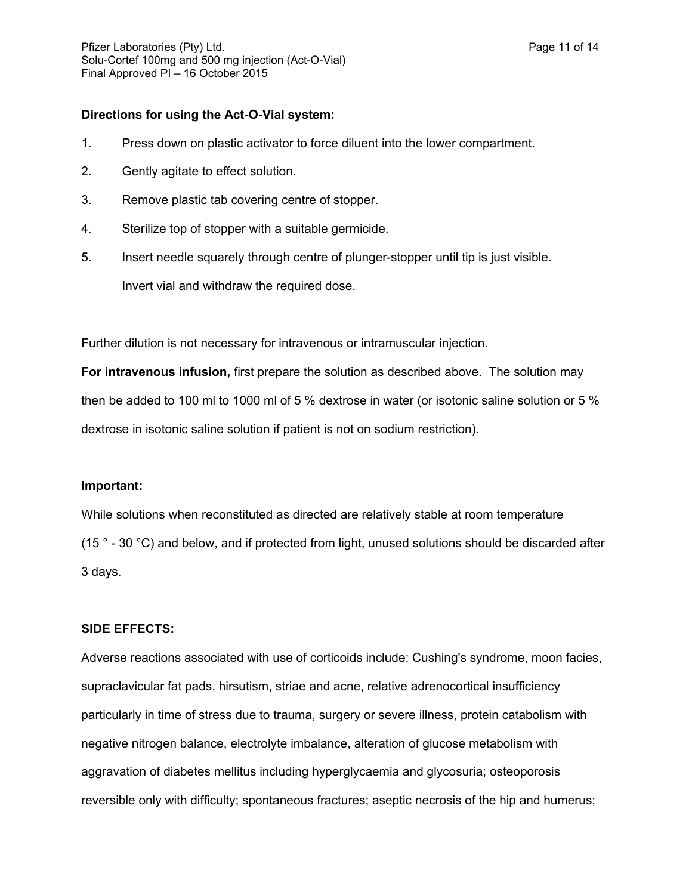**Directions for using the Act-O-Vial system:**

1. Press down on plastic activator to force diluent into the lower compartment.
2. Gently agitate to effect solution.
3. Remove plastic tab covering centre of stopper.
4. Sterilize top of stopper with a suitable germicide.
5. Insert needle squarely through centre of plunger-stopper until tip is just visible.

   Invert vial and withdraw the required dose.

Further dilution is not necessary for intravenous or intramuscular injection.

**For intravenous infusion,** first prepare the solution as described above. The solution may then be added to 100 ml to 1000 ml of 5 % dextrose in water (or isotonic saline solution or 5 % dextrose in isotonic saline solution if patient is not on sodium restriction).

**Important:**

While solutions when reconstituted as directed are relatively stable at room temperature (15 ° - 30 °C) and below, and if protected from light, unused solutions should be discarded after 3 days.

**SIDE EFFECTS:**

Adverse reactions associated with use of corticoids include: Cushing's syndrome, moon facies, supraclavicular fat pads, hirsutism, striae and acne, relative adrenocortical insufficiency particularly in time of stress due to trauma, surgery or severe illness, protein catabolism with negative nitrogen balance, electrolyte imbalance, alteration of glucose metabolism with aggravation of diabetes mellitus including hyperglycaemia and glycosuria; osteoporosis reversible only with difficulty; spontaneous fractures; aseptic necrosis of the hip and humerus;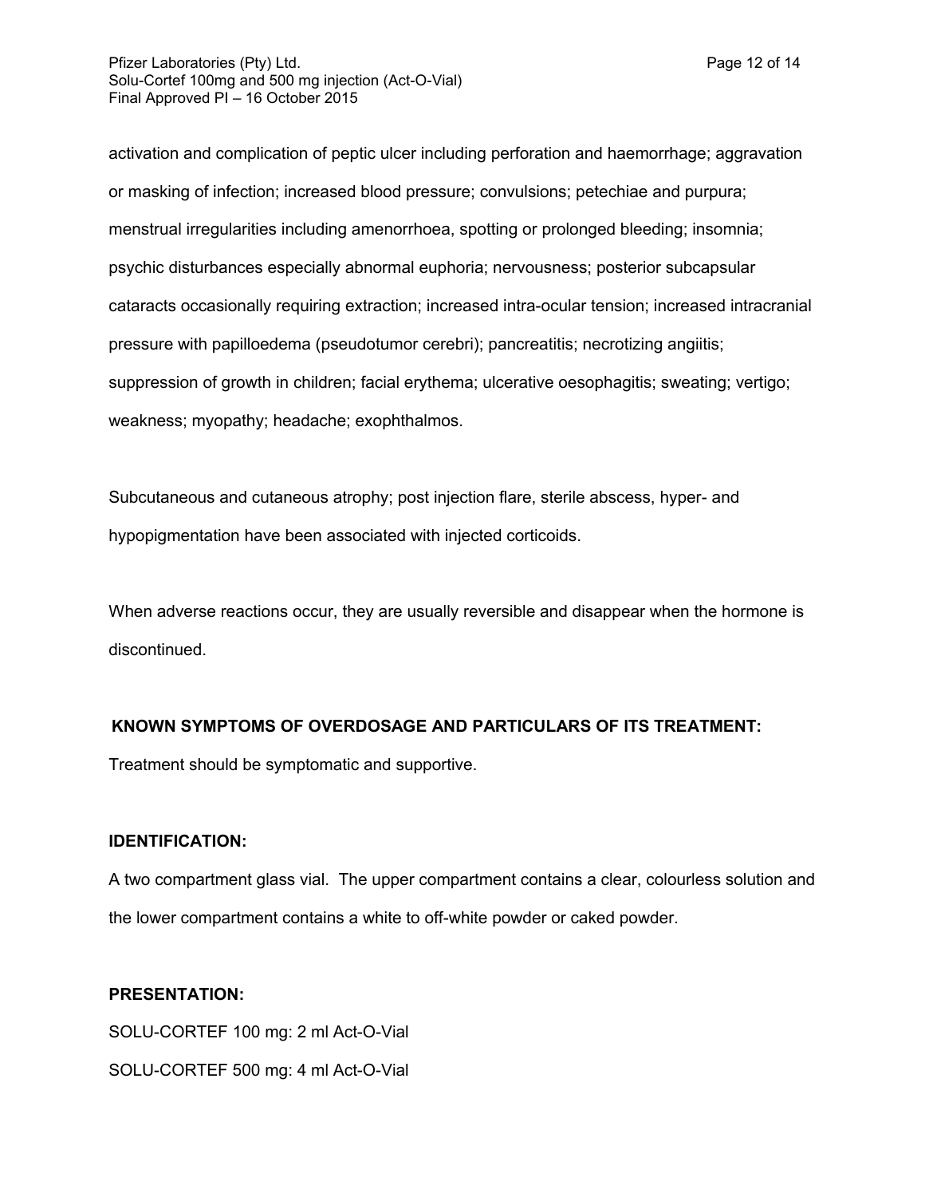activation and complication of peptic ulcer including perforation and haemorrhage; aggravation or masking of infection; increased blood pressure; convulsions; petechiae and purpura; menstrual irregularities including amenorrhoea, spotting or prolonged bleeding; insomnia; psychic disturbances especially abnormal euphoria; nervousness; posterior subcapsular cataracts occasionally requiring extraction; increased intra-ocular tension; increased intracranial pressure with papilloedema (pseudotumor cerebri); pancreatitis; necrotizing angiitis; suppression of growth in children; facial erythema; ulcerative oesophagitis; sweating; vertigo; weakness; myopathy; headache; exophthalmos.

Subcutaneous and cutaneous atrophy; post injection flare, sterile abscess, hyper- and hypopigmentation have been associated with injected corticoids.

When adverse reactions occur, they are usually reversible and disappear when the hormone is discontinued.

**KNOWN SYMPTOMS OF OVERDOSAGE AND PARTICULARS OF ITS TREATMENT:**

Treatment should be symptomatic and supportive.

**IDENTIFICATION:**

A two compartment glass vial. The upper compartment contains a clear, colourless solution and the lower compartment contains a white to off-white powder or caked powder.

**PRESENTATION:**

SOLU-CORTEF 100 mg: 2 ml Act-O-Vial

SOLU-CORTEF 500 mg: 4 ml Act-O-Vial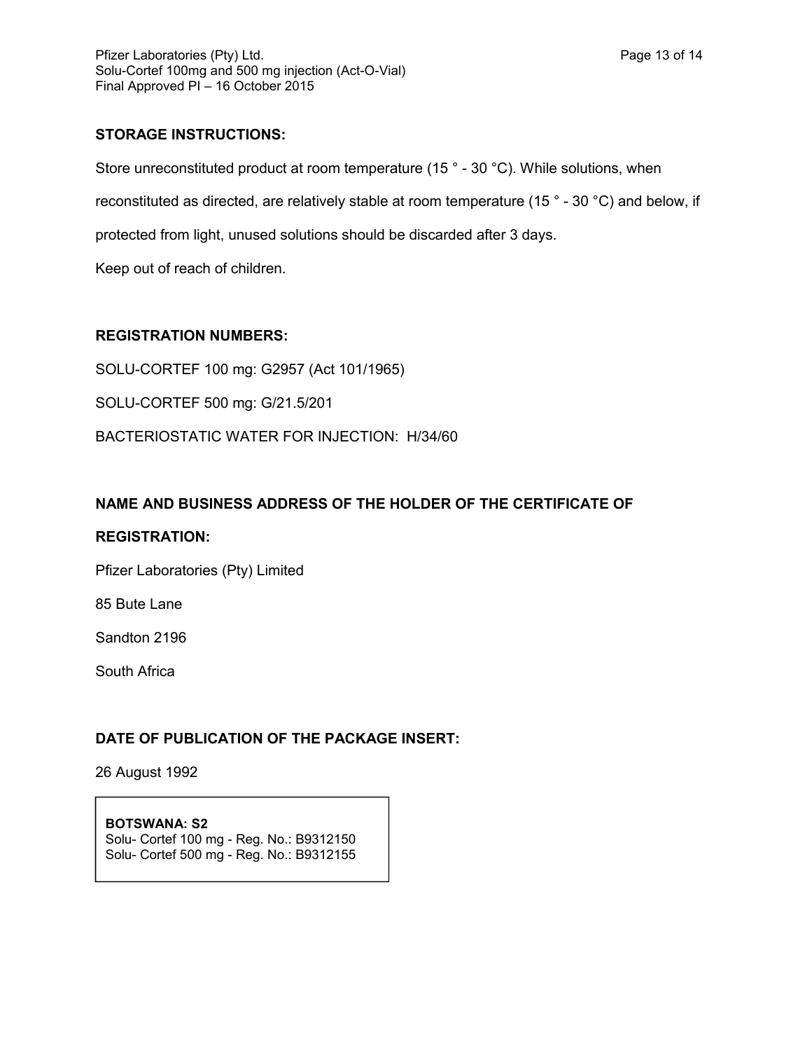## STORAGE INSTRUCTIONS:

Store unreconstituted product at room temperature (15 ° - 30 °C). While solutions, when reconstituted as directed, are relatively stable at room temperature (15 ° - 30 °C) and below, if protected from light, unused solutions should be discarded after 3 days.

Keep out of reach of children.

## REGISTRATION NUMBERS:

SOLU-CORTEF 100 mg: G2957 (Act 101/1965)

SOLU-CORTEF 500 mg: G/21.5/201

BACTERIOSTATIC WATER FOR INJECTION: H/34/60

## NAME AND BUSINESS ADDRESS OF THE HOLDER OF THE CERTIFICATE OF REGISTRATION:

Pfizer Laboratories (Pty) Limited

85 Bute Lane

Sandton 2196

South Africa

## DATE OF PUBLICATION OF THE PACKAGE INSERT:

26 August 1992

**BOTSWANA: S2**
Solu- Cortef 100 mg - Reg. No.: B9312150
Solu- Cortef 500 mg - Reg. No.: B9312155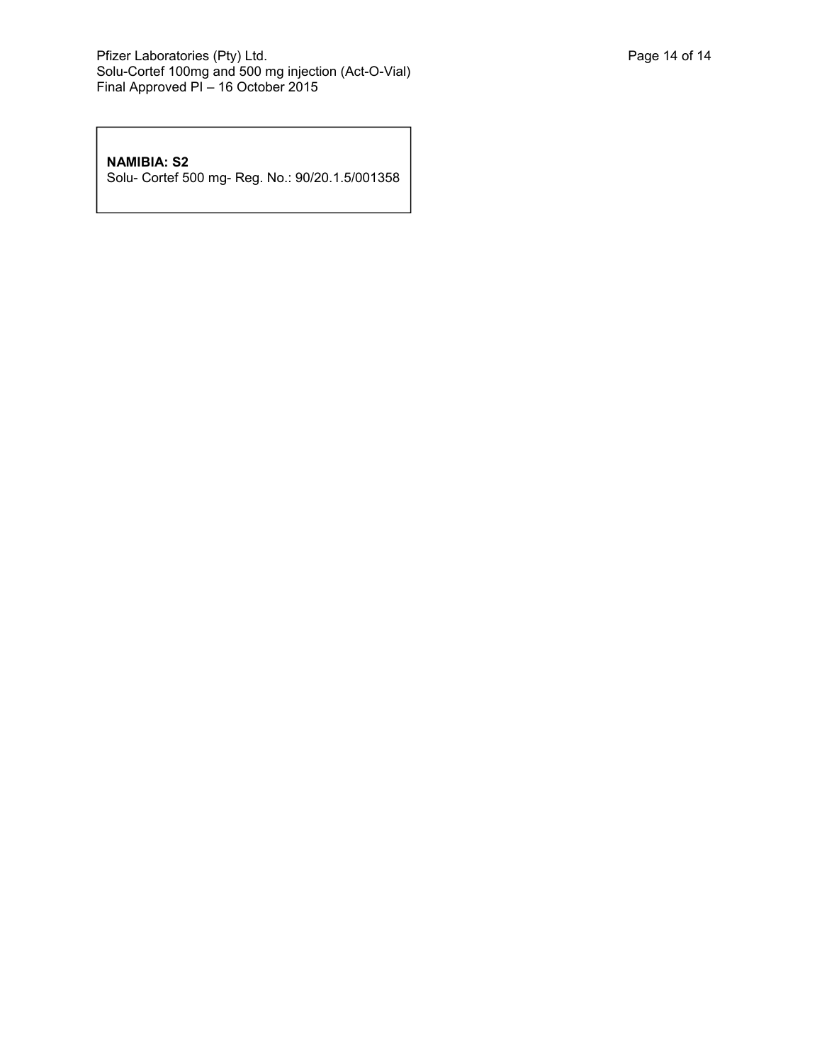**NAMIBIA: S2**
Solu- Cortef 500 mg- Reg. No.: 90/20.1.5/001358